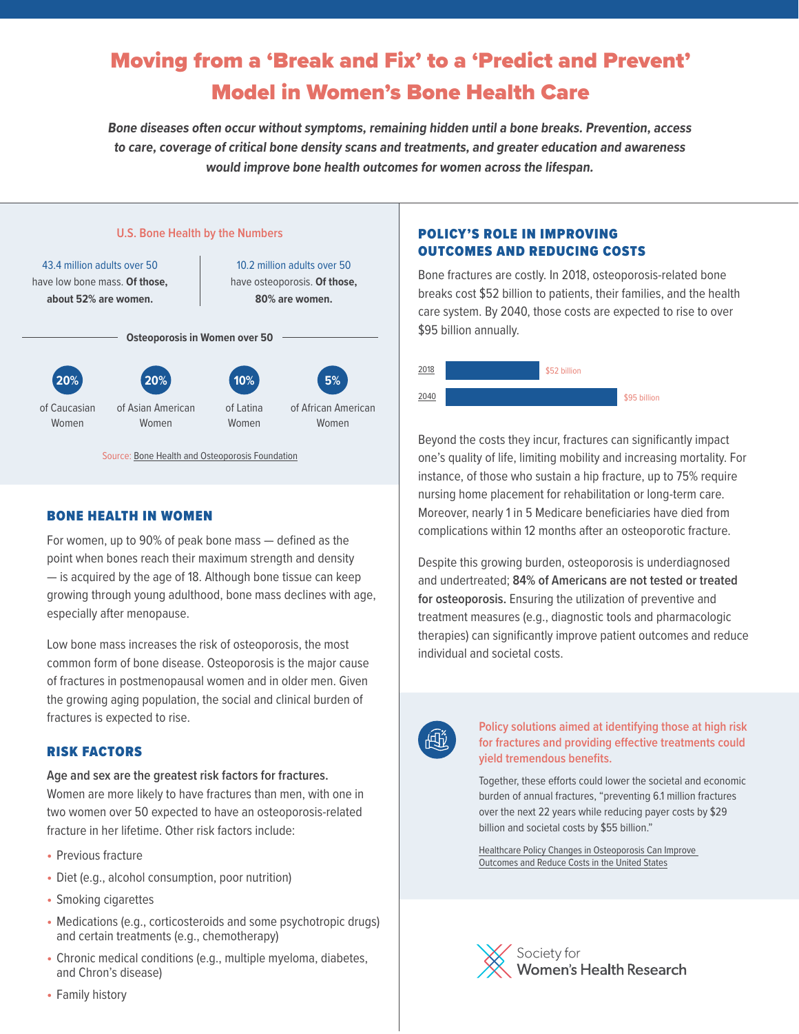# Moving from a 'Break and Fix' to a 'Predict and Prevent' Model in Women's Bone Health Care

***Bone diseases often occur without symptoms, remaining hidden until a bone breaks. Prevention, access to care, coverage of critical bone density scans and treatments, and greater education and awareness would improve bone health outcomes for women across the lifespan.***

### U.S. Bone Health by the Numbers

43.4 million adults over 50 have low bone mass. **Of those, about 52% are women.**

10.2 million adults over 50 have osteoporosis. **Of those, 80% are women.**

**Osteoporosis in Women over 50**

- **20%** of Caucasian Women
- **20%** of Asian American Women
- **10%** of Latina Women
- **5%** of African American Women

Source: Bone Health and Osteoporosis Foundation

## BONE HEALTH IN WOMEN

For women, up to 90% of peak bone mass — defined as the point when bones reach their maximum strength and density — is acquired by the age of 18. Although bone tissue can keep growing through young adulthood, bone mass declines with age, especially after menopause.

Low bone mass increases the risk of osteoporosis, the most common form of bone disease. Osteoporosis is the major cause of fractures in postmenopausal women and in older men. Given the growing aging population, the social and clinical burden of fractures is expected to rise.

## RISK FACTORS

**Age and sex are the greatest risk factors for fractures.** Women are more likely to have fractures than men, with one in two women over 50 expected to have an osteoporosis-related fracture in her lifetime. Other risk factors include:

- Previous fracture
- Diet (e.g., alcohol consumption, poor nutrition)
- Smoking cigarettes
- Medications (e.g., corticosteroids and some psychotropic drugs) and certain treatments (e.g., chemotherapy)
- Chronic medical conditions (e.g., multiple myeloma, diabetes, and Chron's disease)
- Family history

## POLICY'S ROLE IN IMPROVING OUTCOMES AND REDUCING COSTS

Bone fractures are costly. In 2018, osteoporosis-related bone breaks cost $52 billion to patients, their families, and the health care system. By 2040, those costs are expected to rise to over $95 billion annually.

| Year | Cost |
|---|---|
| 2018 | $52 billion |
| 2040 | $95 billion |

Beyond the costs they incur, fractures can significantly impact one's quality of life, limiting mobility and increasing mortality. For instance, of those who sustain a hip fracture, up to 75% require nursing home placement for rehabilitation or long-term care. Moreover, nearly 1 in 5 Medicare beneficiaries have died from complications within 12 months after an osteoporotic fracture.

Despite this growing burden, osteoporosis is underdiagnosed and undertreated; **84% of Americans are not tested or treated for osteoporosis.** Ensuring the utilization of preventive and treatment measures (e.g., diagnostic tools and pharmacologic therapies) can significantly improve patient outcomes and reduce individual and societal costs.

**Policy solutions aimed at identifying those at high risk for fractures and providing effective treatments could yield tremendous benefits.**

Together, these efforts could lower the societal and economic burden of annual fractures, "preventing 6.1 million fractures over the next 22 years while reducing payer costs by $29 billion and societal costs by $55 billion."

Healthcare Policy Changes in Osteoporosis Can Improve Outcomes and Reduce Costs in the United States

Society for Women's Health Research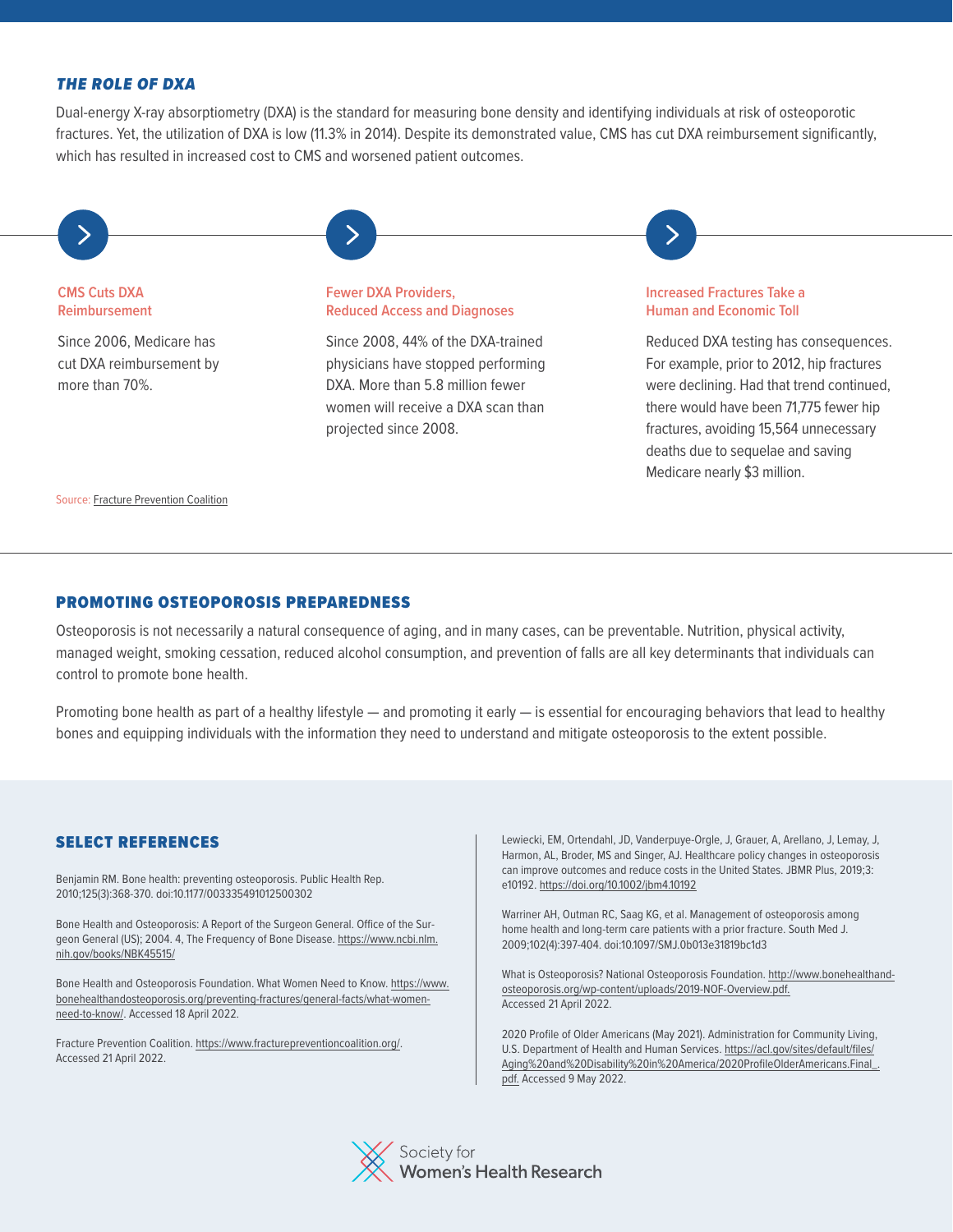## *THE ROLE OF DXA*

Dual-energy X-ray absorptiometry (DXA) is the standard for measuring bone density and identifying individuals at risk of osteoporotic fractures. Yet, the utilization of DXA is low (11.3% in 2014). Despite its demonstrated value, CMS has cut DXA reimbursement significantly, which has resulted in increased cost to CMS and worsened patient outcomes.

### CMS Cuts DXA Reimbursement

Since 2006, Medicare has cut DXA reimbursement by more than 70%.

### Fewer DXA Providers, Reduced Access and Diagnoses

Since 2008, 44% of the DXA-trained physicians have stopped performing DXA. More than 5.8 million fewer women will receive a DXA scan than projected since 2008.

### Increased Fractures Take a Human and Economic Toll

Reduced DXA testing has consequences. For example, prior to 2012, hip fractures were declining. Had that trend continued, there would have been 71,775 fewer hip fractures, avoiding 15,564 unnecessary deaths due to sequelae and saving Medicare nearly $3 million.

Source: Fracture Prevention Coalition

## PROMOTING OSTEOPOROSIS PREPAREDNESS

Osteoporosis is not necessarily a natural consequence of aging, and in many cases, can be preventable. Nutrition, physical activity, managed weight, smoking cessation, reduced alcohol consumption, and prevention of falls are all key determinants that individuals can control to promote bone health.

Promoting bone health as part of a healthy lifestyle — and promoting it early — is essential for encouraging behaviors that lead to healthy bones and equipping individuals with the information they need to understand and mitigate osteoporosis to the extent possible.

## SELECT REFERENCES

Benjamin RM. Bone health: preventing osteoporosis. Public Health Rep. 2010;125(3):368-370. doi:10.1177/003335491012500302

Bone Health and Osteoporosis: A Report of the Surgeon General. Office of the Surgeon General (US); 2004. 4, The Frequency of Bone Disease. https://www.ncbi.nlm.nih.gov/books/NBK45515/

Bone Health and Osteoporosis Foundation. What Women Need to Know. https://www.bonehealthandosteoporosis.org/preventing-fractures/general-facts/what-women-need-to-know/. Accessed 18 April 2022.

Fracture Prevention Coalition. https://www.fracturepreventioncoalition.org/. Accessed 21 April 2022.

Lewiecki, EM, Ortendahl, JD, Vanderpuye-Orgle, J, Grauer, A, Arellano, J, Lemay, J, Harmon, AL, Broder, MS and Singer, AJ. Healthcare policy changes in osteoporosis can improve outcomes and reduce costs in the United States. JBMR Plus, 2019;3: e10192. https://doi.org/10.1002/jbm4.10192

Warriner AH, Outman RC, Saag KG, et al. Management of osteoporosis among home health and long-term care patients with a prior fracture. South Med J. 2009;102(4):397-404. doi:10.1097/SMJ.0b013e31819bc1d3

What is Osteoporosis? National Osteoporosis Foundation. http://www.bonehealthandosteoporosis.org/wp-content/uploads/2019-NOF-Overview.pdf. Accessed 21 April 2022.

2020 Profile of Older Americans (May 2021). Administration for Community Living, U.S. Department of Health and Human Services. https://acl.gov/sites/default/files/Aging%20and%20Disability%20in%20America/2020ProfileOlderAmericans.Final_.pdf. Accessed 9 May 2022.

Society for Women's Health Research